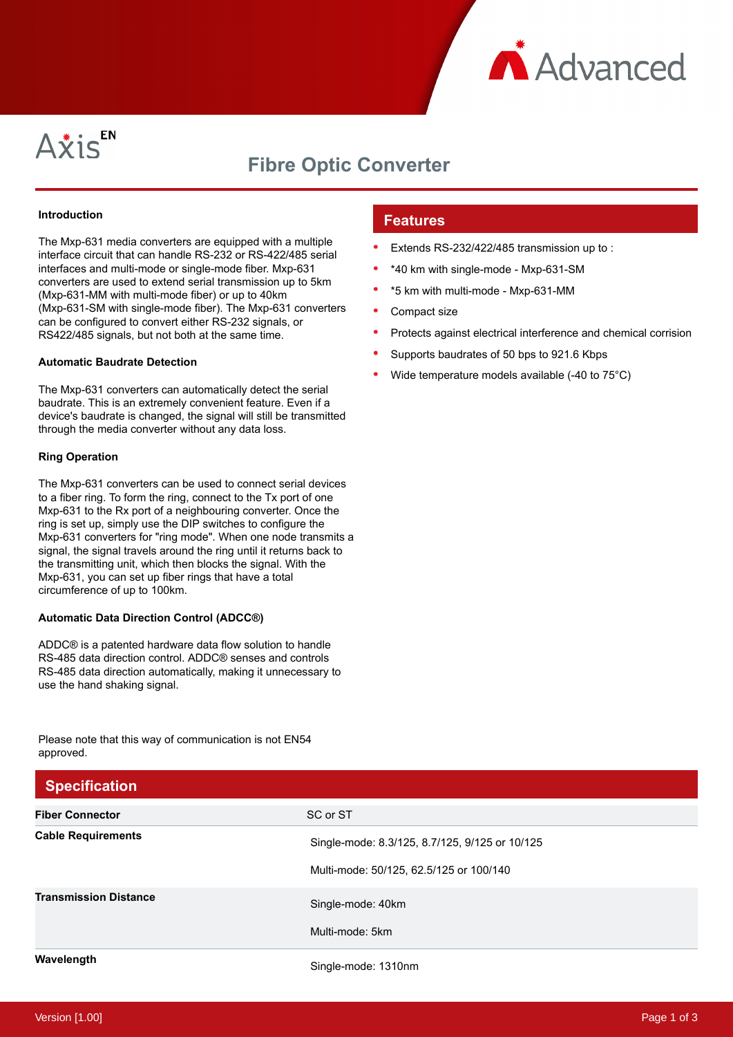AxisEN

# Fibre Optic Converter

**Introduction**

The Mxp-631 media converters are equipped with a multiple interface circuit that can handle RS-232 or RS-422/485 serial interfaces and multi-mode or single-mode fiber. Mxp-631 converters are used to extend serial transmission up to 5km (Mxp-631-MM with multi-mode fiber) or up to 40km (Mxp-631-SM with single-mode fiber). The Mxp-631 converters can be configured to convert either RS-232 signals, or RS422/485 signals, but not both at the same time.

**Automatic Baudrate Detection**

The Mxp-631 converters can automatically detect the serial baudrate. This is an extremely convenient feature. Even if a device's baudrate is changed, the signal will still be transmitted through the media converter without any data loss.

**Ring Operation**

The Mxp-631 converters can be used to connect serial devices to a fiber ring. To form the ring, connect to the Tx port of one Mxp-631 to the Rx port of a neighbouring converter. Once the ring is set up, simply use the DIP switches to configure the Mxp-631 converters for "ring mode". When one node transmits a signal, the signal travels around the ring until it returns back to the transmitting unit, which then blocks the signal. With the Mxp-631, you can set up fiber rings that have a total circumference of up to 100km.

**Automatic Data Direction Control (ADCC®)**

ADDC® is a patented hardware data flow solution to handle RS-485 data direction control. ADDC® senses and controls RS-485 data direction automatically, making it unnecessary to use the hand shaking signal.

Please note that this way of communication is not EN54 approved.

## Features

- Extends RS-232/422/485 transmission up to :
- *40 km with single-mode - Mxp-631-SM
- *5 km with multi-mode - Mxp-631-MM
- Compact size
- Protects against electrical interference and chemical corrision
- Supports baudrates of 50 bps to 921.6 Kbps
- Wide temperature models available (-40 to 75°C)

## Specification

| | |
|---|---|
| **Fiber Connector** | SC or ST |
| **Cable Requirements** | Single-mode: 8.3/125, 8.7/125, 9/125 or 10/125<br><br>Multi-mode: 50/125, 62.5/125 or 100/140 |
| **Transmission Distance** | Single-mode: 40km<br><br>Multi-mode: 5km |
| **Wavelength** | Single-mode: 1310nm |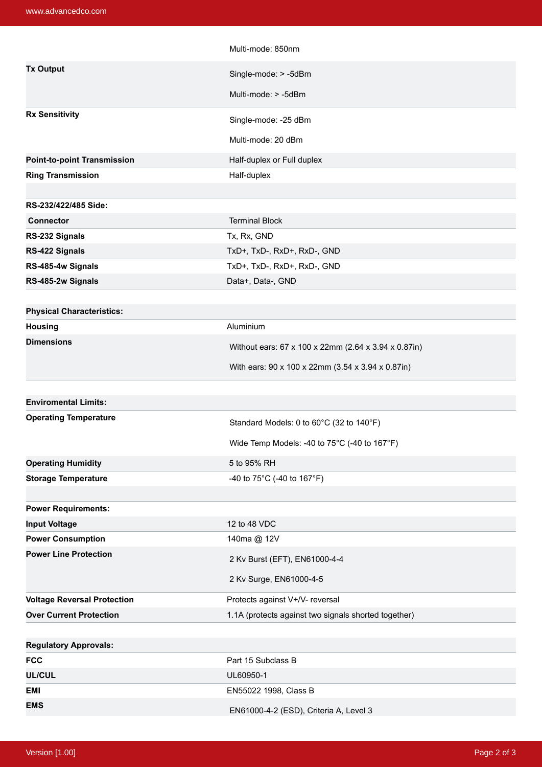| | |
|---|---|
| | Multi-mode: 850nm |
| **Tx Output** | Single-mode: > -5dBm<br>Multi-mode: > -5dBm |
| **Rx Sensitivity** | Single-mode: -25 dBm<br>Multi-mode: 20 dBm |
| **Point-to-point Transmission** | Half-duplex or Full duplex |
| **Ring Transmission** | Half-duplex |
| | |
| **RS-232/422/485 Side:** | |
| **Connector** | Terminal Block |
| **RS-232 Signals** | Tx, Rx, GND |
| **RS-422 Signals** | TxD+, TxD-, RxD+, RxD-, GND |
| **RS-485-4w Signals** | TxD+, TxD-, RxD+, RxD-, GND |
| **RS-485-2w Signals** | Data+, Data-, GND |
| | |
| **Physical Characteristics:** | |
| **Housing** | Aluminium |
| **Dimensions** | Without ears: 67 x 100 x 22mm (2.64 x 3.94 x 0.87in)<br>With ears: 90 x 100 x 22mm (3.54 x 3.94 x 0.87in) |
| | |
| **Enviromental Limits:** | |
| **Operating Temperature** | Standard Models: 0 to 60°C (32 to 140°F)<br>Wide Temp Models: -40 to 75°C (-40 to 167°F) |
| **Operating Humidity** | 5 to 95% RH |
| **Storage Temperature** | -40 to 75°C (-40 to 167°F) |
| | |
| **Power Requirements:** | |
| **Input Voltage** | 12 to 48 VDC |
| **Power Consumption** | 140ma @ 12V |
| **Power Line Protection** | 2 Kv Burst (EFT), EN61000-4-4<br>2 Kv Surge, EN61000-4-5 |
| **Voltage Reversal Protection** | Protects against V+/V- reversal |
| **Over Current Protection** | 1.1A (protects against two signals shorted together) |
| | |
| **Regulatory Approvals:** | |
| **FCC** | Part 15 Subclass B |
| **UL/CUL** | UL60950-1 |
| **EMI** | EN55022 1998, Class B |
| **EMS** | EN61000-4-2 (ESD), Criteria A, Level 3 |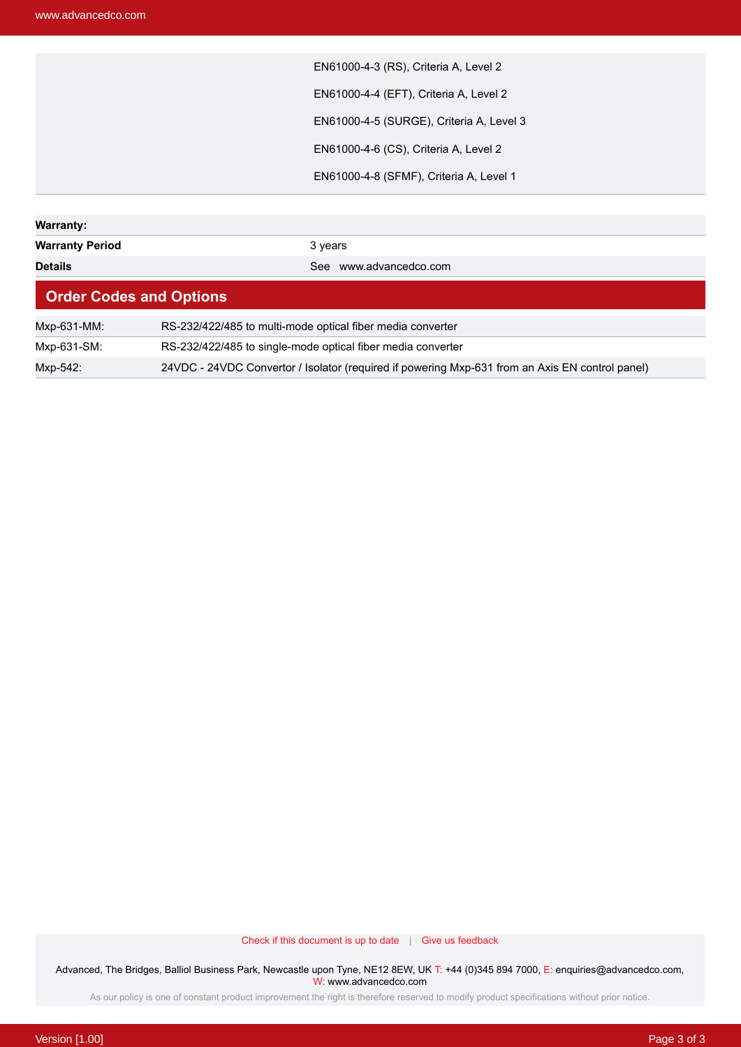| | |
|---|---|
| | EN61000-4-3 (RS), Criteria A, Level 2 |
| | EN61000-4-4 (EFT), Criteria A, Level 2 |
| | EN61000-4-5 (SURGE), Criteria A, Level 3 |
| | EN61000-4-6 (CS), Criteria A, Level 2 |
| | EN61000-4-8 (SFMF), Criteria A, Level 1 |

| **Warranty:** | |
|---|---|
| **Warranty Period** | 3 years |
| **Details** | See www.advancedco.com |

## Order Codes and Options

| | |
|---|---|
| Mxp-631-MM: | RS-232/422/485 to multi-mode optical fiber media converter |
| Mxp-631-SM: | RS-232/422/485 to single-mode optical fiber media converter |
| Mxp-542: | 24VDC - 24VDC Convertor / Isolator (required if powering Mxp-631 from an Axis EN control panel) |

Check if this document is up to date | Give us feedback

Advanced, The Bridges, Balliol Business Park, Newcastle upon Tyne, NE12 8EW, UK T: +44 (0)345 894 7000, E: enquiries@advancedco.com, W: www.advancedco.com

As our policy is one of constant product improvement the right is therefore reserved to modify product specifications without prior notice.

Version [1.00]